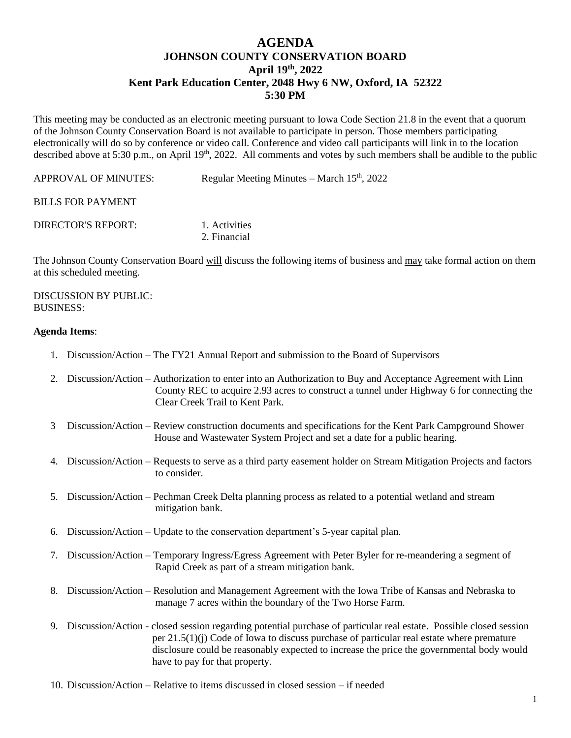# AGENDA

## JOHNSON COUNTY CONSERVATION BOARD

## April 19th, 2022

## Kent Park Education Center, 2048 Hwy 6 NW, Oxford, IA 52322

## 5:30 PM

This meeting may be conducted as an electronic meeting pursuant to Iowa Code Section 21.8 in the event that a quorum of the Johnson County Conservation Board is not available to participate in person. Those members participating electronically will do so by conference or video call. Conference and video call participants will link in to the location described above at 5:30 p.m., on April 19th, 2022. All comments and votes by such members shall be audible to the public

APPROVAL OF MINUTES: Regular Meeting Minutes – March 15th, 2022

BILLS FOR PAYMENT

DIRECTOR'S REPORT:
1. Activities
2. Financial

The Johnson County Conservation Board will discuss the following items of business and may take formal action on them at this scheduled meeting.

DISCUSSION BY PUBLIC:
BUSINESS:

**Agenda Items**:

1. Discussion/Action – The FY21 Annual Report and submission to the Board of Supervisors
2. Discussion/Action – Authorization to enter into an Authorization to Buy and Acceptance Agreement with Linn County REC to acquire 2.93 acres to construct a tunnel under Highway 6 for connecting the Clear Creek Trail to Kent Park.
3. Discussion/Action – Review construction documents and specifications for the Kent Park Campground Shower House and Wastewater System Project and set a date for a public hearing.
4. Discussion/Action – Requests to serve as a third party easement holder on Stream Mitigation Projects and factors to consider.
5. Discussion/Action – Pechman Creek Delta planning process as related to a potential wetland and stream mitigation bank.
6. Discussion/Action – Update to the conservation department's 5-year capital plan.
7. Discussion/Action – Temporary Ingress/Egress Agreement with Peter Byler for re-meandering a segment of Rapid Creek as part of a stream mitigation bank.
8. Discussion/Action – Resolution and Management Agreement with the Iowa Tribe of Kansas and Nebraska to manage 7 acres within the boundary of the Two Horse Farm.
9. Discussion/Action - closed session regarding potential purchase of particular real estate. Possible closed session per 21.5(1)(j) Code of Iowa to discuss purchase of particular real estate where premature disclosure could be reasonably expected to increase the price the governmental body would have to pay for that property.
10. Discussion/Action – Relative to items discussed in closed session – if needed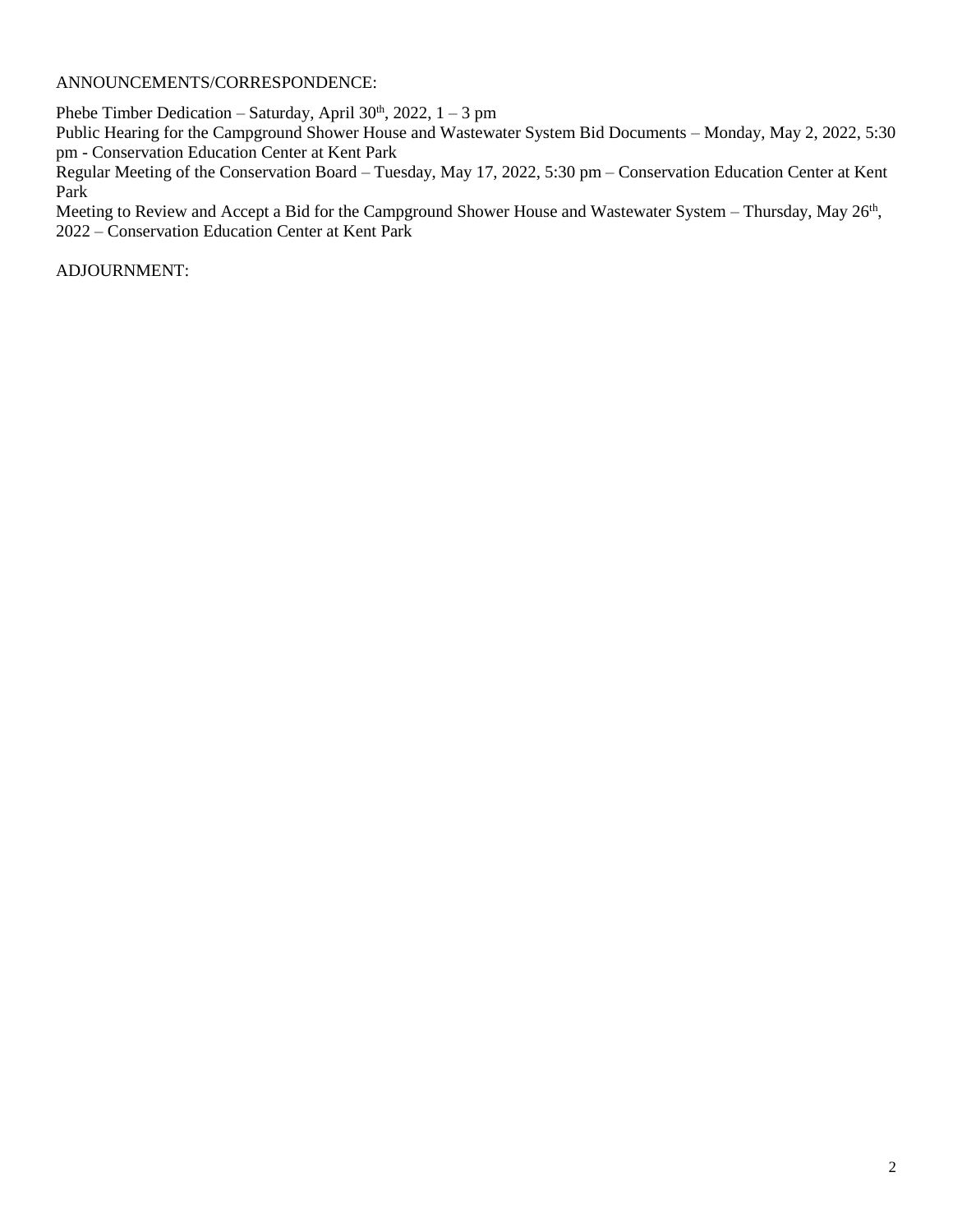ANNOUNCEMENTS/CORRESPONDENCE:

Phebe Timber Dedication – Saturday, April 30th, 2022, 1 – 3 pm
Public Hearing for the Campground Shower House and Wastewater System Bid Documents – Monday, May 2, 2022, 5:30 pm - Conservation Education Center at Kent Park
Regular Meeting of the Conservation Board – Tuesday, May 17, 2022, 5:30 pm – Conservation Education Center at Kent Park
Meeting to Review and Accept a Bid for the Campground Shower House and Wastewater System – Thursday, May 26th, 2022 – Conservation Education Center at Kent Park

ADJOURNMENT: